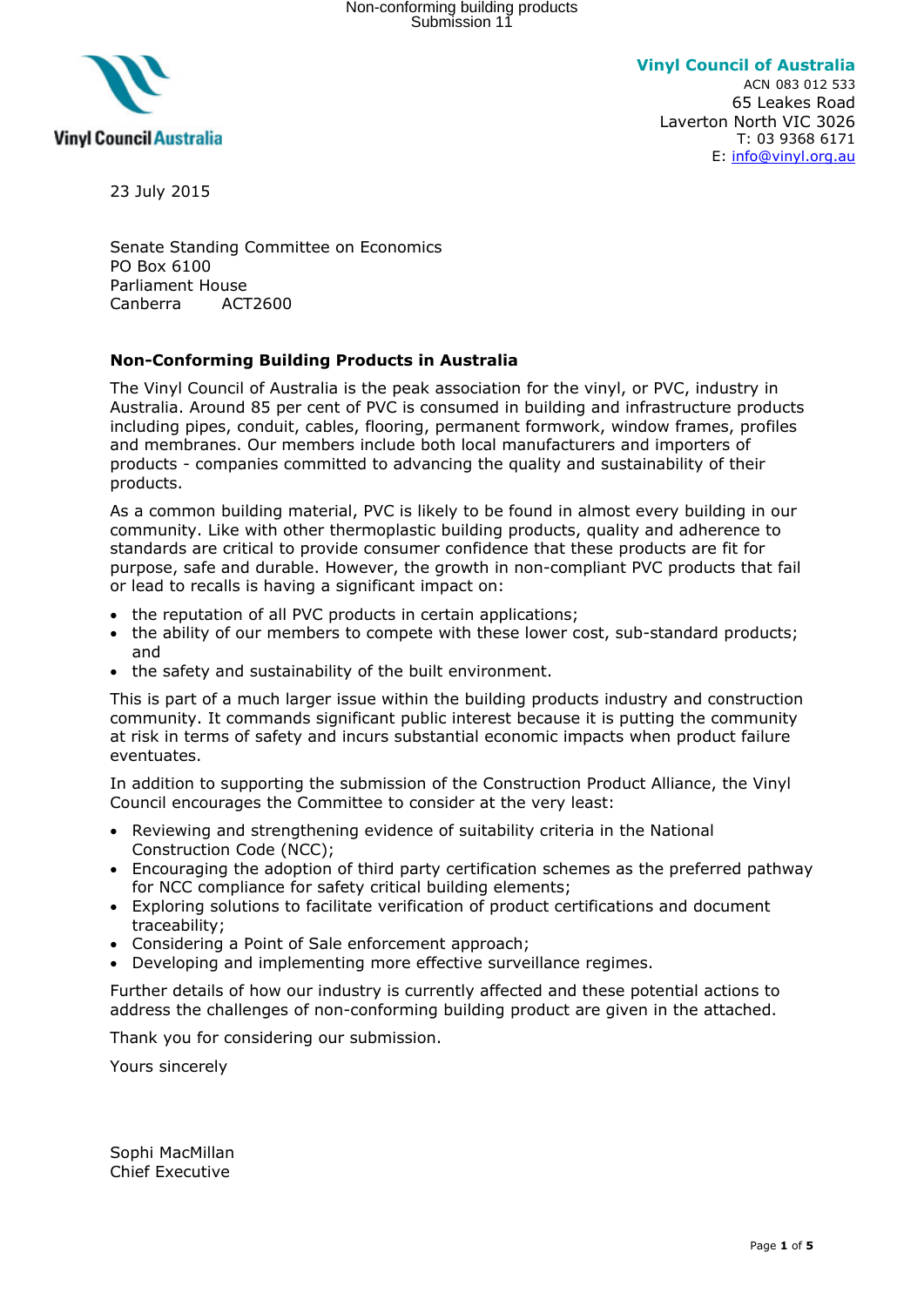**Vinyl Council of Australia**
ACN 083 012 533
65 Leakes Road
Laverton North VIC 3026
T: 03 9368 6171
E: info@vinyl.org.au

23 July 2015

Senate Standing Committee on Economics
PO Box 6100
Parliament House
Canberra ACT2600

**Non-Conforming Building Products in Australia**

The Vinyl Council of Australia is the peak association for the vinyl, or PVC, industry in Australia. Around 85 per cent of PVC is consumed in building and infrastructure products including pipes, conduit, cables, flooring, permanent formwork, window frames, profiles and membranes. Our members include both local manufacturers and importers of products - companies committed to advancing the quality and sustainability of their products.

As a common building material, PVC is likely to be found in almost every building in our community. Like with other thermoplastic building products, quality and adherence to standards are critical to provide consumer confidence that these products are fit for purpose, safe and durable. However, the growth in non-compliant PVC products that fail or lead to recalls is having a significant impact on:

- the reputation of all PVC products in certain applications;
- the ability of our members to compete with these lower cost, sub-standard products; and
- the safety and sustainability of the built environment.

This is part of a much larger issue within the building products industry and construction community. It commands significant public interest because it is putting the community at risk in terms of safety and incurs substantial economic impacts when product failure eventuates.

In addition to supporting the submission of the Construction Product Alliance, the Vinyl Council encourages the Committee to consider at the very least:

- Reviewing and strengthening evidence of suitability criteria in the National Construction Code (NCC);
- Encouraging the adoption of third party certification schemes as the preferred pathway for NCC compliance for safety critical building elements;
- Exploring solutions to facilitate verification of product certifications and document traceability;
- Considering a Point of Sale enforcement approach;
- Developing and implementing more effective surveillance regimes.

Further details of how our industry is currently affected and these potential actions to address the challenges of non-conforming building product are given in the attached.

Thank you for considering our submission.

Yours sincerely

Sophi MacMillan
Chief Executive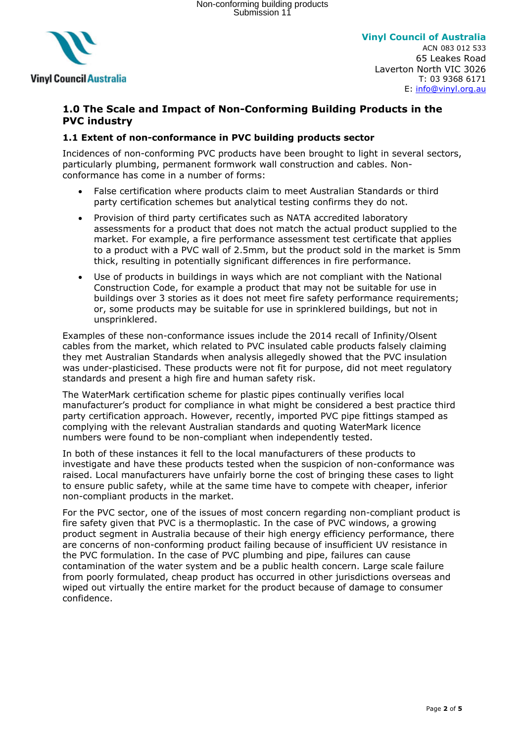Vinyl Council of Australia
ACN 083 012 533
65 Leakes Road
Laverton North VIC 3026
T: 03 9368 6171
E: info@vinyl.org.au

## 1.0 The Scale and Impact of Non-Conforming Building Products in the PVC industry

### 1.1 Extent of non-conformance in PVC building products sector

Incidences of non-conforming PVC products have been brought to light in several sectors, particularly plumbing, permanent formwork wall construction and cables. Non-conformance has come in a number of forms:

- False certification where products claim to meet Australian Standards or third party certification schemes but analytical testing confirms they do not.
- Provision of third party certificates such as NATA accredited laboratory assessments for a product that does not match the actual product supplied to the market. For example, a fire performance assessment test certificate that applies to a product with a PVC wall of 2.5mm, but the product sold in the market is 5mm thick, resulting in potentially significant differences in fire performance.
- Use of products in buildings in ways which are not compliant with the National Construction Code, for example a product that may not be suitable for use in buildings over 3 stories as it does not meet fire safety performance requirements; or, some products may be suitable for use in sprinklered buildings, but not in unsprinklered.

Examples of these non-conformance issues include the 2014 recall of Infinity/Olsent cables from the market, which related to PVC insulated cable products falsely claiming they met Australian Standards when analysis allegedly showed that the PVC insulation was under-plasticised. These products were not fit for purpose, did not meet regulatory standards and present a high fire and human safety risk.

The WaterMark certification scheme for plastic pipes continually verifies local manufacturer's product for compliance in what might be considered a best practice third party certification approach. However, recently, imported PVC pipe fittings stamped as complying with the relevant Australian standards and quoting WaterMark licence numbers were found to be non-compliant when independently tested.

In both of these instances it fell to the local manufacturers of these products to investigate and have these products tested when the suspicion of non-conformance was raised. Local manufacturers have unfairly borne the cost of bringing these cases to light to ensure public safety, while at the same time have to compete with cheaper, inferior non-compliant products in the market.

For the PVC sector, one of the issues of most concern regarding non-compliant product is fire safety given that PVC is a thermoplastic. In the case of PVC windows, a growing product segment in Australia because of their high energy efficiency performance, there are concerns of non-conforming product failing because of insufficient UV resistance in the PVC formulation. In the case of PVC plumbing and pipe, failures can cause contamination of the water system and be a public health concern. Large scale failure from poorly formulated, cheap product has occurred in other jurisdictions overseas and wiped out virtually the entire market for the product because of damage to consumer confidence.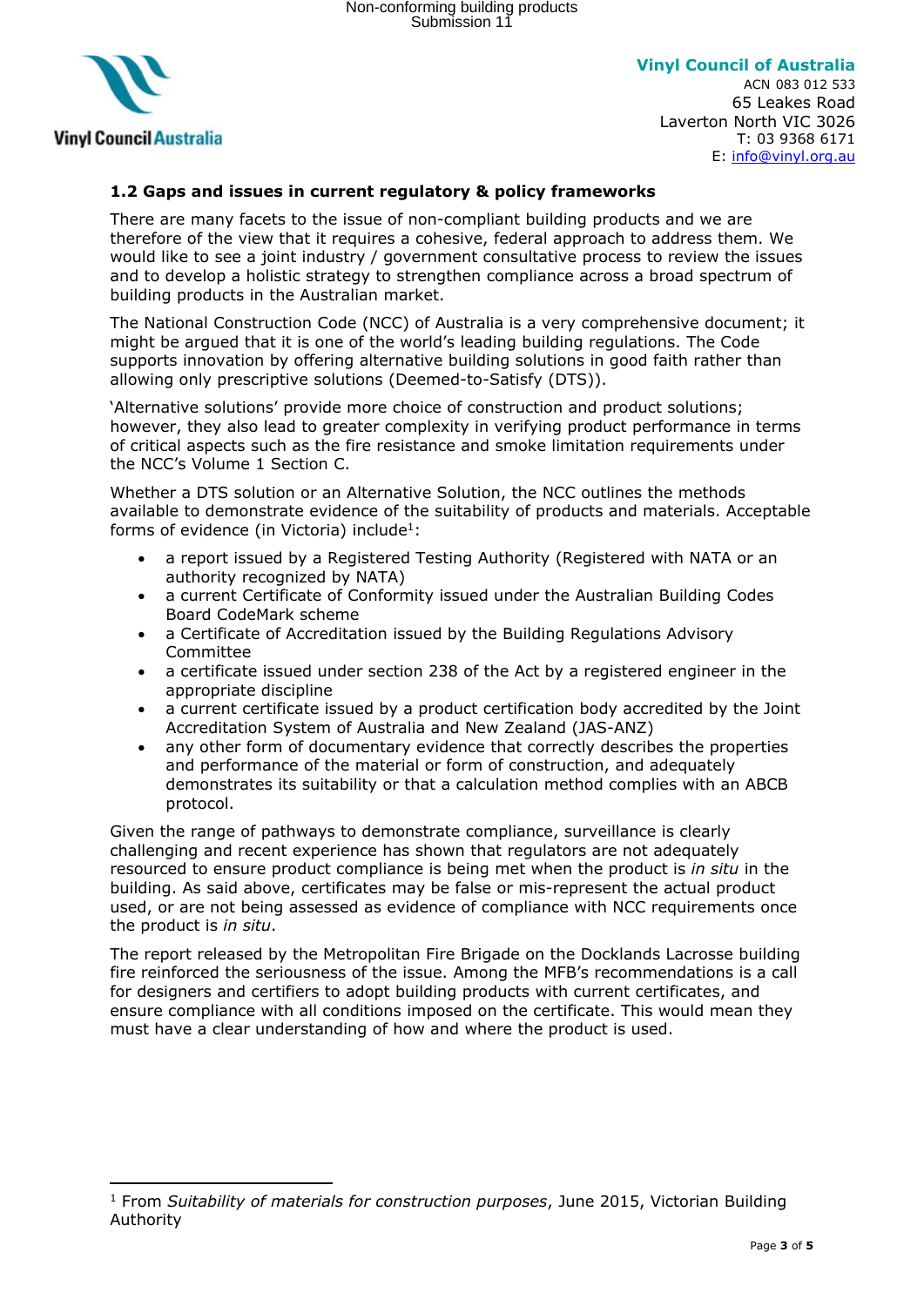Vinyl Council of Australia
ACN 083 012 533
65 Leakes Road
Laverton North VIC 3026
T: 03 9368 6171
E: info@vinyl.org.au

### 1.2 Gaps and issues in current regulatory & policy frameworks

There are many facets to the issue of non-compliant building products and we are therefore of the view that it requires a cohesive, federal approach to address them. We would like to see a joint industry / government consultative process to review the issues and to develop a holistic strategy to strengthen compliance across a broad spectrum of building products in the Australian market.

The National Construction Code (NCC) of Australia is a very comprehensive document; it might be argued that it is one of the world's leading building regulations. The Code supports innovation by offering alternative building solutions in good faith rather than allowing only prescriptive solutions (Deemed-to-Satisfy (DTS)).

'Alternative solutions' provide more choice of construction and product solutions; however, they also lead to greater complexity in verifying product performance in terms of critical aspects such as the fire resistance and smoke limitation requirements under the NCC's Volume 1 Section C.

Whether a DTS solution or an Alternative Solution, the NCC outlines the methods available to demonstrate evidence of the suitability of products and materials. Acceptable forms of evidence (in Victoria) include[1]:

- a report issued by a Registered Testing Authority (Registered with NATA or an authority recognized by NATA)
- a current Certificate of Conformity issued under the Australian Building Codes Board CodeMark scheme
- a Certificate of Accreditation issued by the Building Regulations Advisory Committee
- a certificate issued under section 238 of the Act by a registered engineer in the appropriate discipline
- a current certificate issued by a product certification body accredited by the Joint Accreditation System of Australia and New Zealand (JAS-ANZ)
- any other form of documentary evidence that correctly describes the properties and performance of the material or form of construction, and adequately demonstrates its suitability or that a calculation method complies with an ABCB protocol.

Given the range of pathways to demonstrate compliance, surveillance is clearly challenging and recent experience has shown that regulators are not adequately resourced to ensure product compliance is being met when the product is *in situ* in the building. As said above, certificates may be false or mis-represent the actual product used, or are not being assessed as evidence of compliance with NCC requirements once the product is *in situ*.

The report released by the Metropolitan Fire Brigade on the Docklands Lacrosse building fire reinforced the seriousness of the issue. Among the MFB's recommendations is a call for designers and certifiers to adopt building products with current certificates, and ensure compliance with all conditions imposed on the certificate. This would mean they must have a clear understanding of how and where the product is used.

---

[1] From *Suitability of materials for construction purposes*, June 2015, Victorian Building Authority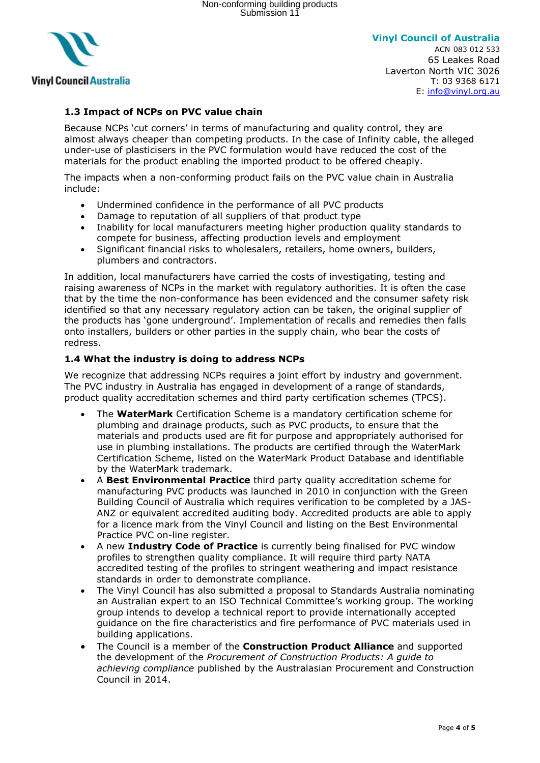### 1.3 Impact of NCPs on PVC value chain

Because NCPs 'cut corners' in terms of manufacturing and quality control, they are almost always cheaper than competing products. In the case of Infinity cable, the alleged under-use of plasticisers in the PVC formulation would have reduced the cost of the materials for the product enabling the imported product to be offered cheaply.

The impacts when a non-conforming product fails on the PVC value chain in Australia include:

- Undermined confidence in the performance of all PVC products
- Damage to reputation of all suppliers of that product type
- Inability for local manufacturers meeting higher production quality standards to compete for business, affecting production levels and employment
- Significant financial risks to wholesalers, retailers, home owners, builders, plumbers and contractors.

In addition, local manufacturers have carried the costs of investigating, testing and raising awareness of NCPs in the market with regulatory authorities. It is often the case that by the time the non-conformance has been evidenced and the consumer safety risk identified so that any necessary regulatory action can be taken, the original supplier of the products has 'gone underground'. Implementation of recalls and remedies then falls onto installers, builders or other parties in the supply chain, who bear the costs of redress.

### 1.4 What the industry is doing to address NCPs

We recognize that addressing NCPs requires a joint effort by industry and government. The PVC industry in Australia has engaged in development of a range of standards, product quality accreditation schemes and third party certification schemes (TPCS).

- The **WaterMark** Certification Scheme is a mandatory certification scheme for plumbing and drainage products, such as PVC products, to ensure that the materials and products used are fit for purpose and appropriately authorised for use in plumbing installations. The products are certified through the WaterMark Certification Scheme, listed on the WaterMark Product Database and identifiable by the WaterMark trademark.
- A **Best Environmental Practice** third party quality accreditation scheme for manufacturing PVC products was launched in 2010 in conjunction with the Green Building Council of Australia which requires verification to be completed by a JAS-ANZ or equivalent accredited auditing body. Accredited products are able to apply for a licence mark from the Vinyl Council and listing on the Best Environmental Practice PVC on-line register.
- A new **Industry Code of Practice** is currently being finalised for PVC window profiles to strengthen quality compliance. It will require third party NATA accredited testing of the profiles to stringent weathering and impact resistance standards in order to demonstrate compliance.
- The Vinyl Council has also submitted a proposal to Standards Australia nominating an Australian expert to an ISO Technical Committee's working group. The working group intends to develop a technical report to provide internationally accepted guidance on the fire characteristics and fire performance of PVC materials used in building applications.
- The Council is a member of the **Construction Product Alliance** and supported the development of the *Procurement of Construction Products: A guide to achieving compliance* published by the Australasian Procurement and Construction Council in 2014.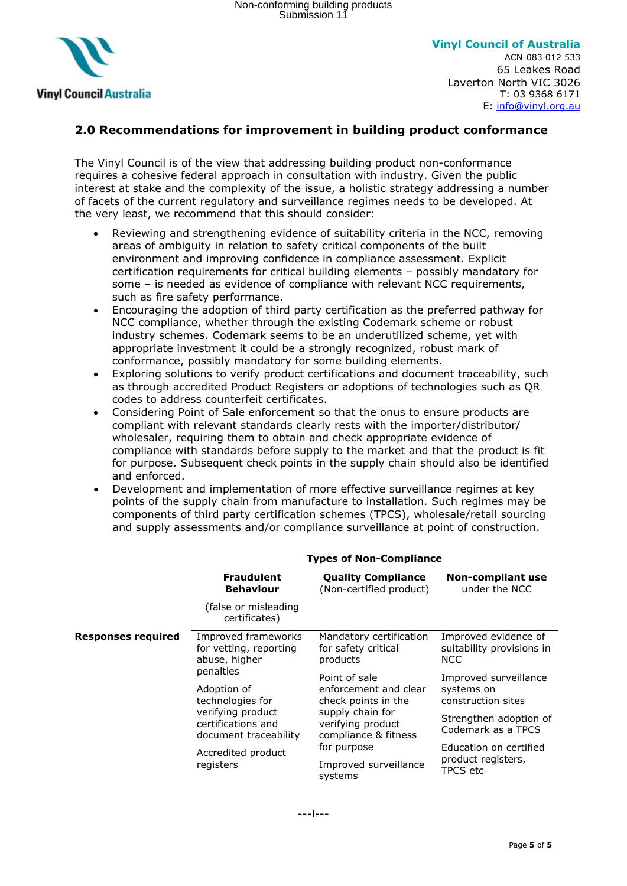Vinyl Council of Australia
ACN 083 012 533
65 Leakes Road
Laverton North VIC 3026
T: 03 9368 6171
E: info@vinyl.org.au

## 2.0 Recommendations for improvement in building product conformance

The Vinyl Council is of the view that addressing building product non-conformance requires a cohesive federal approach in consultation with industry. Given the public interest at stake and the complexity of the issue, a holistic strategy addressing a number of facets of the current regulatory and surveillance regimes needs to be developed. At the very least, we recommend that this should consider:

- Reviewing and strengthening evidence of suitability criteria in the NCC, removing areas of ambiguity in relation to safety critical components of the built environment and improving confidence in compliance assessment. Explicit certification requirements for critical building elements – possibly mandatory for some – is needed as evidence of compliance with relevant NCC requirements, such as fire safety performance.
- Encouraging the adoption of third party certification as the preferred pathway for NCC compliance, whether through the existing Codemark scheme or robust industry schemes. Codemark seems to be an underutilized scheme, yet with appropriate investment it could be a strongly recognized, robust mark of conformance, possibly mandatory for some building elements.
- Exploring solutions to verify product certifications and document traceability, such as through accredited Product Registers or adoptions of technologies such as QR codes to address counterfeit certificates.
- Considering Point of Sale enforcement so that the onus to ensure products are compliant with relevant standards clearly rests with the importer/distributor/ wholesaler, requiring them to obtain and check appropriate evidence of compliance with standards before supply to the market and that the product is fit for purpose. Subsequent check points in the supply chain should also be identified and enforced.
- Development and implementation of more effective surveillance regimes at key points of the supply chain from manufacture to installation. Such regimes may be components of third party certification schemes (TPCS), wholesale/retail sourcing and supply assessments and/or compliance surveillance at point of construction.

**Types of Non-Compliance**

| | **Fraudulent Behaviour** (false or misleading certificates) | **Quality Compliance** (Non-certified product) | **Non-compliant use** under the NCC |
|---|---|---|---|
| **Responses required** | Improved frameworks for vetting, reporting abuse, higher penalties<br><br>Adoption of technologies for verifying product certifications and document traceability<br><br>Accredited product registers | Mandatory certification for safety critical products<br><br>Point of sale enforcement and clear check points in the supply chain for verifying product compliance & fitness for purpose<br><br>Improved surveillance systems | Improved evidence of suitability provisions in NCC<br><br>Improved surveillance systems on construction sites<br><br>Strengthen adoption of Codemark as a TPCS<br><br>Education on certified product registers, TPCS etc |

---|---